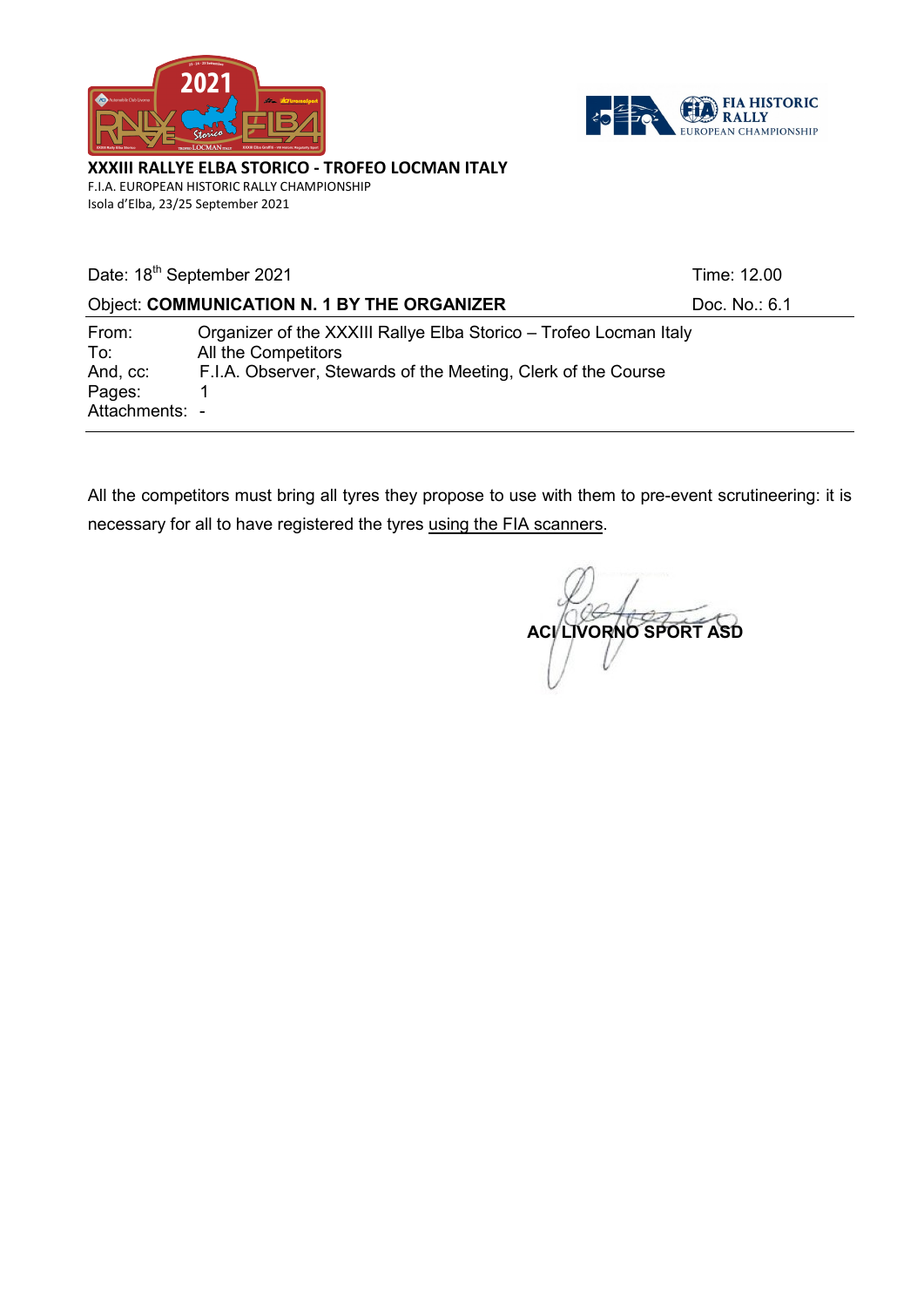**XXXIII RALLYE ELBA STORICO - TROFEO LOCMAN ITALY**
F.I.A. EUROPEAN HISTORIC RALLY CHAMPIONSHIP
Isola d'Elba, 23/25 September 2021

| Date: 18th September 2021 | Time: 12.00 |
|---|---|
| Object: **COMMUNICATION N. 1 BY THE ORGANIZER** | Doc. No.: 6.1 |

| | |
|---|---|
| From: | Organizer of the XXXIII Rallye Elba Storico – Trofeo Locman Italy |
| To: | All the Competitors |
| And, cc: | F.I.A. Observer, Stewards of the Meeting, Clerk of the Course |
| Pages: | 1 |
| Attachments: | - |

All the competitors must bring all tyres they propose to use with them to pre-event scrutineering: it is necessary for all to have registered the tyres using the FIA scanners.

**ACI LIVORNO SPORT ASD**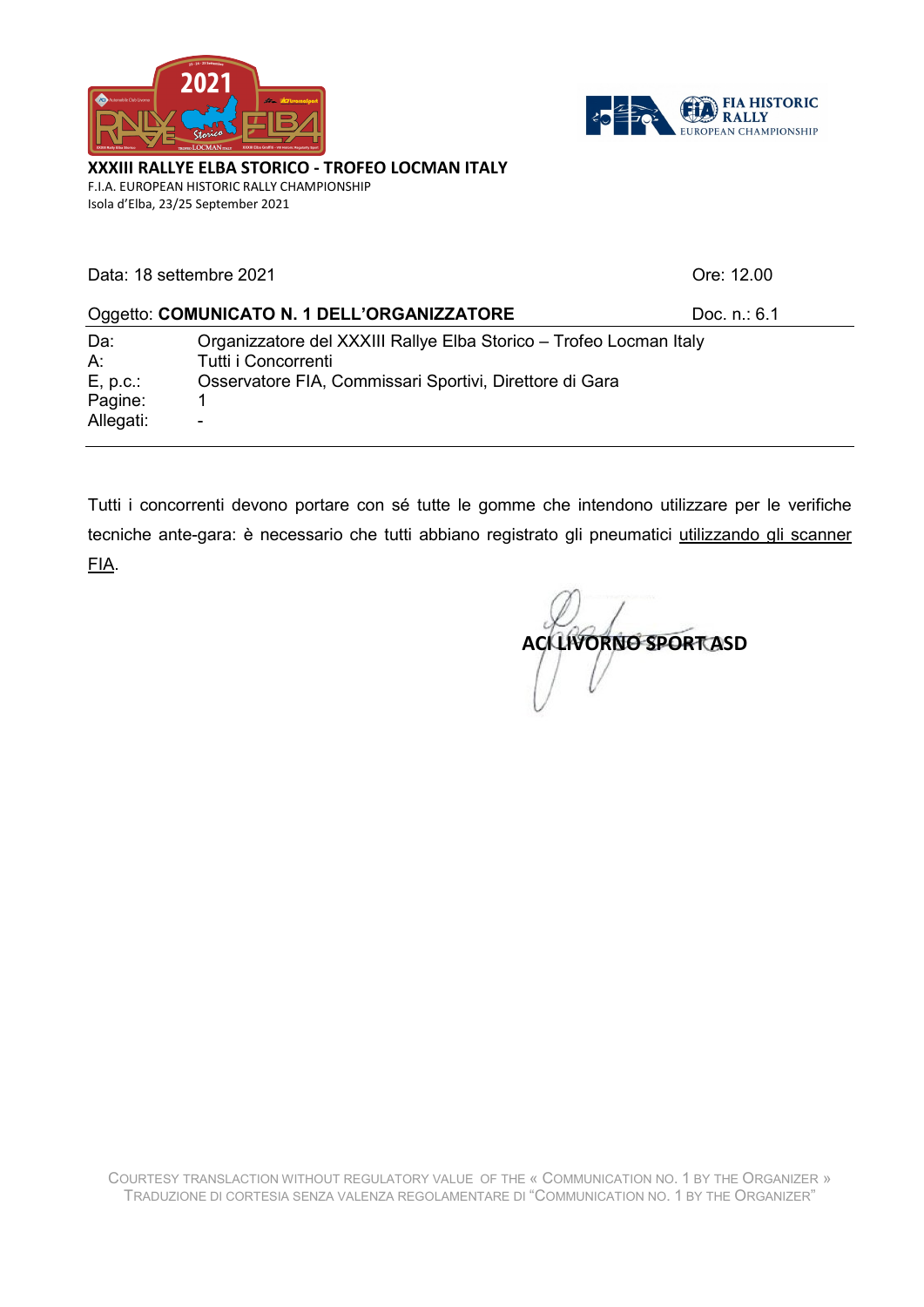**XXXIII RALLYE ELBA STORICO - TROFEO LOCMAN ITALY**
F.I.A. EUROPEAN HISTORIC RALLY CHAMPIONSHIP
Isola d'Elba, 23/25 September 2021

Data: 18 settembre 2021 Ore: 12.00

Oggetto: **COMUNICATO N. 1 DELL'ORGANIZZATORE** Doc. n.: 6.1

| | |
|---|---|
| Da: | Organizzatore del XXXIII Rallye Elba Storico – Trofeo Locman Italy |
| A: | Tutti i Concorrenti |
| E, p.c.: | Osservatore FIA, Commissari Sportivi, Direttore di Gara |
| Pagine: | 1 |
| Allegati: | - |

Tutti i concorrenti devono portare con sé tutte le gomme che intendono utilizzare per le verifiche tecniche ante-gara: è necessario che tutti abbiano registrato gli pneumatici utilizzando gli scanner FIA.

**ACI LIVORNO SPORT ASD**

COURTESY TRANSLACTION WITHOUT REGULATORY VALUE OF THE « COMMUNICATION NO. 1 BY THE ORGANIZER »
TRADUZIONE DI CORTESIA SENZA VALENZA REGOLAMENTARE DI "COMMUNICATION NO. 1 BY THE ORGANIZER"